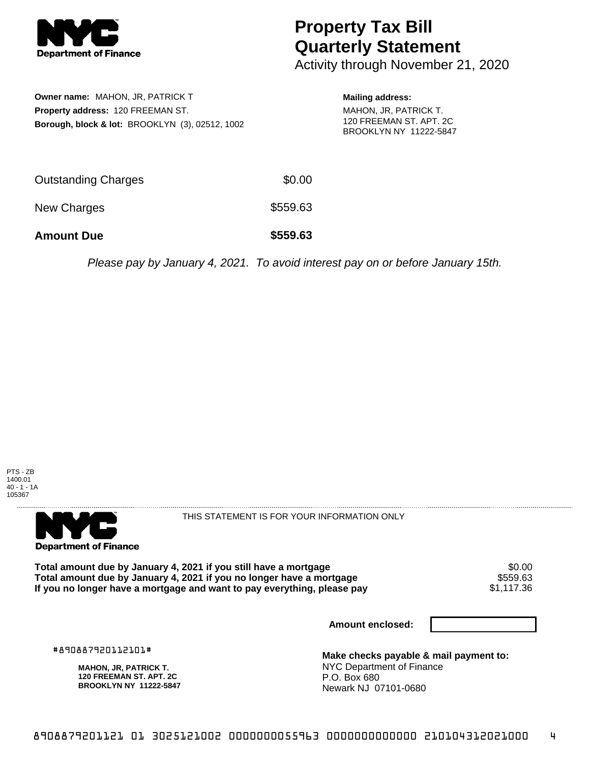NYC Department of Finance

# Property Tax Bill Quarterly Statement

Activity through November 21, 2020

**Owner name:** MAHON, JR, PATRICK T
**Property address:** 120 FREEMAN ST.
**Borough, block & lot:** BROOKLYN (3), 02512, 1002

**Mailing address:**
MAHON, JR, PATRICK T.
120 FREEMAN ST. APT. 2C
BROOKLYN NY 11222-5847

| | |
|---|---|
| Outstanding Charges | $0.00 |
| New Charges | $559.63 |
| **Amount Due** | **$559.63** |

*Please pay by January 4, 2021. To avoid interest pay on or before January 15th.*

PTS - ZB
1400.01
40 - 1 - 1A
105367

NYC Department of Finance

THIS STATEMENT IS FOR YOUR INFORMATION ONLY

| | |
|---|---|
| **Total amount due by January 4, 2021 if you still have a mortgage** | $0.00 |
| **Total amount due by January 4, 2021 if you no longer have a mortgage** | $559.63 |
| **If you no longer have a mortgage and want to pay everything, please pay** | $1,117.36 |

**Amount enclosed:**

#890887920112101#

**MAHON, JR, PATRICK T.**
**120 FREEMAN ST. APT. 2C**
**BROOKLYN NY 11222-5847**

**Make checks payable & mail payment to:**
NYC Department of Finance
P.O. Box 680
Newark NJ 07101-0680

8908879201121 01 3025121002 0000000055963 0000000000000 210104312021000 4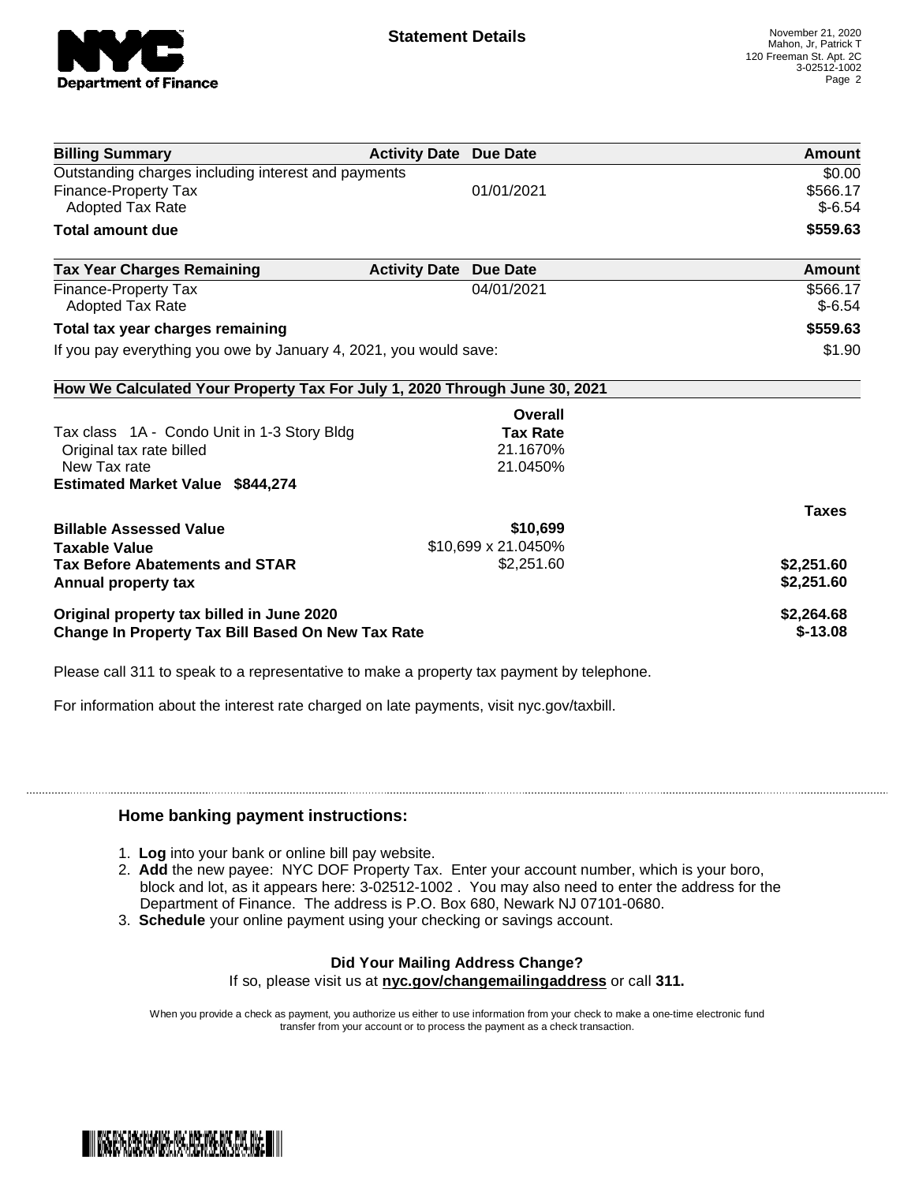**Statement Details**

November 21, 2020
Mahon, Jr, Patrick T
120 Freeman St. Apt. 2C
3-02512-1002

| Billing Summary | Activity Date | Due Date | Amount |
| --- | --- | --- | --- |
| Outstanding charges including interest and payments | | | $0.00 |
| Finance-Property Tax | | 01/01/2021 | $566.17 |
| Adopted Tax Rate | | | $-6.54 |
| **Total amount due** | | | **$559.63** |

| Tax Year Charges Remaining | Activity Date | Due Date | Amount |
| --- | --- | --- | --- |
| Finance-Property Tax | | 04/01/2021 | $566.17 |
| Adopted Tax Rate | | | $-6.54 |
| **Total tax year charges remaining** | | | **$559.63** |
| If you pay everything you owe by January 4, 2021, you would save: | | | $1.90 |

**How We Calculated Your Property Tax For July 1, 2020 Through June 30, 2021**

| | Overall Tax Rate | Taxes |
| --- | --- | --- |
| Tax class 1A - Condo Unit in 1-3 Story Bldg | | |
| Original tax rate billed | 21.1670% | |
| New Tax rate | 21.0450% | |
| **Estimated Market Value $844,274** | | |
| **Billable Assessed Value** | **$10,699** | |
| **Taxable Value** | $10,699 x 21.0450% | |
| **Tax Before Abatements and STAR** | $2,251.60 | **$2,251.60** |
| **Annual property tax** | | **$2,251.60** |
| **Original property tax billed in June 2020** | | **$2,264.68** |
| **Change In Property Tax Bill Based On New Tax Rate** | | **$-13.08** |

Please call 311 to speak to a representative to make a property tax payment by telephone.

For information about the interest rate charged on late payments, visit nyc.gov/taxbill.

### Home banking payment instructions:

1. **Log** into your bank or online bill pay website.
2. **Add** the new payee: NYC DOF Property Tax. Enter your account number, which is your boro, block and lot, as it appears here: 3-02512-1002 . You may also need to enter the address for the Department of Finance. The address is P.O. Box 680, Newark NJ 07101-0680.
3. **Schedule** your online payment using your checking or savings account.

**Did Your Mailing Address Change?**

If so, please visit us at **nyc.gov/changemailingaddress** or call **311.**

When you provide a check as payment, you authorize us either to use information from your check to make a one-time electronic fund transfer from your account or to process the payment as a check transaction.